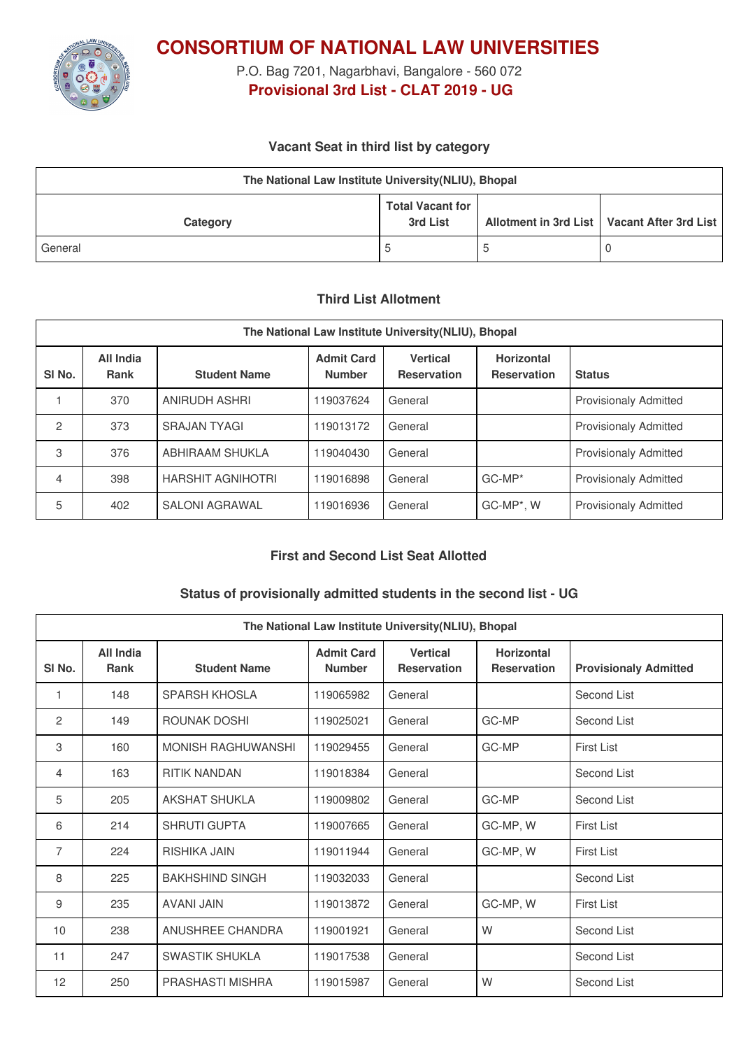# CONSORTIUM OF NATIONAL LAW UNIVERSITIES

P.O. Bag 7201, Nagarbhavi, Bangalore - 560 072

**Provisional 3rd List - CLAT 2019 - UG**

### Vacant Seat in third list by category

| The National Law Institute University(NLIU), Bhopal | | | |
|---|---|---|---|
| Category | Total Vacant for 3rd List | Allotment in 3rd List | Vacant After 3rd List |
| General | 5 | 5 | 0 |

### Third List Allotment

| The National Law Institute University(NLIU), Bhopal | | | | | | |
|---|---|---|---|---|---|---|
| Sl No. | All India Rank | Student Name | Admit Card Number | Vertical Reservation | Horizontal Reservation | Status |
| 1 | 370 | ANIRUDH ASHRI | 119037624 | General | | Provisionaly Admitted |
| 2 | 373 | SRAJAN TYAGI | 119013172 | General | | Provisionaly Admitted |
| 3 | 376 | ABHIRAAM SHUKLA | 119040430 | General | | Provisionaly Admitted |
| 4 | 398 | HARSHIT AGNIHOTRI | 119016898 | General | GC-MP* | Provisionaly Admitted |
| 5 | 402 | SALONI AGRAWAL | 119016936 | General | GC-MP*, W | Provisionaly Admitted |

### First and Second List Seat Allotted

### Status of provisionally admitted students in the second list - UG

| The National Law Institute University(NLIU), Bhopal | | | | | | |
|---|---|---|---|---|---|---|
| Sl No. | All India Rank | Student Name | Admit Card Number | Vertical Reservation | Horizontal Reservation | Provisionaly Admitted |
| 1 | 148 | SPARSH KHOSLA | 119065982 | General | | Second List |
| 2 | 149 | ROUNAK DOSHI | 119025021 | General | GC-MP | Second List |
| 3 | 160 | MONISH RAGHUWANSHI | 119029455 | General | GC-MP | First List |
| 4 | 163 | RITIK NANDAN | 119018384 | General | | Second List |
| 5 | 205 | AKSHAT SHUKLA | 119009802 | General | GC-MP | Second List |
| 6 | 214 | SHRUTI GUPTA | 119007665 | General | GC-MP, W | First List |
| 7 | 224 | RISHIKA JAIN | 119011944 | General | GC-MP, W | First List |
| 8 | 225 | BAKHSHIND SINGH | 119032033 | General | | Second List |
| 9 | 235 | AVANI JAIN | 119013872 | General | GC-MP, W | First List |
| 10 | 238 | ANUSHREE CHANDRA | 119001921 | General | W | Second List |
| 11 | 247 | SWASTIK SHUKLA | 119017538 | General | | Second List |
| 12 | 250 | PRASHASTI MISHRA | 119015987 | General | W | Second List |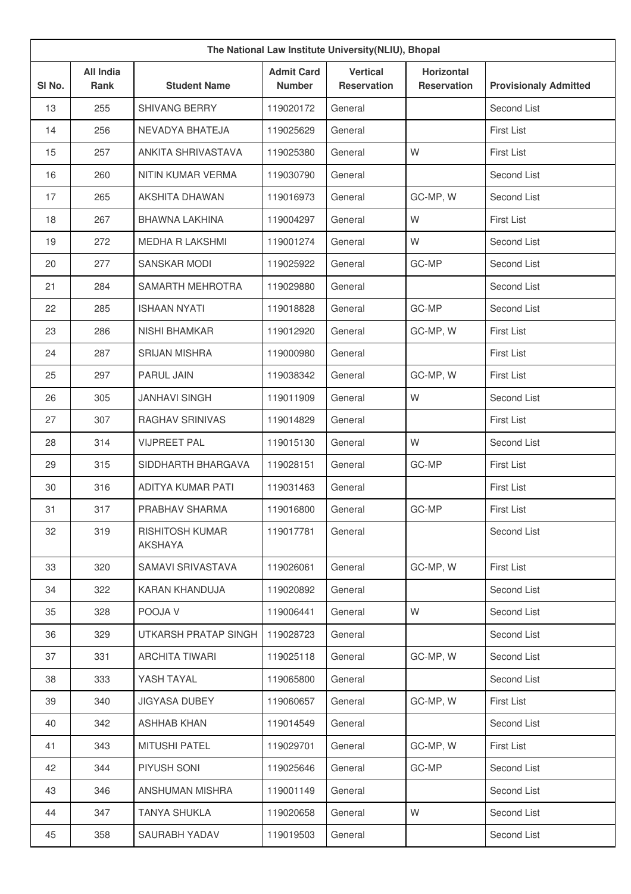| The National Law Institute University(NLIU), Bhopal | | | | | | |
|---|---|---|---|---|---|---|
| Sl No. | All India Rank | Student Name | Admit Card Number | Vertical Reservation | Horizontal Reservation | Provisionaly Admitted |
| 13 | 255 | SHIVANG BERRY | 119020172 | General | | Second List |
| 14 | 256 | NEVADYA BHATEJA | 119025629 | General | | First List |
| 15 | 257 | ANKITA SHRIVASTAVA | 119025380 | General | W | First List |
| 16 | 260 | NITIN KUMAR VERMA | 119030790 | General | | Second List |
| 17 | 265 | AKSHITA DHAWAN | 119016973 | General | GC-MP, W | Second List |
| 18 | 267 | BHAWNA LAKHINA | 119004297 | General | W | First List |
| 19 | 272 | MEDHA R LAKSHMI | 119001274 | General | W | Second List |
| 20 | 277 | SANSKAR MODI | 119025922 | General | GC-MP | Second List |
| 21 | 284 | SAMARTH MEHROTRA | 119029880 | General | | Second List |
| 22 | 285 | ISHAAN NYATI | 119018828 | General | GC-MP | Second List |
| 23 | 286 | NISHI BHAMKAR | 119012920 | General | GC-MP, W | First List |
| 24 | 287 | SRIJAN MISHRA | 119000980 | General | | First List |
| 25 | 297 | PARUL JAIN | 119038342 | General | GC-MP, W | First List |
| 26 | 305 | JANHAVI SINGH | 119011909 | General | W | Second List |
| 27 | 307 | RAGHAV SRINIVAS | 119014829 | General | | First List |
| 28 | 314 | VIJPREET PAL | 119015130 | General | W | Second List |
| 29 | 315 | SIDDHARTH BHARGAVA | 119028151 | General | GC-MP | First List |
| 30 | 316 | ADITYA KUMAR PATI | 119031463 | General | | First List |
| 31 | 317 | PRABHAV SHARMA | 119016800 | General | GC-MP | First List |
| 32 | 319 | RISHITOSH KUMAR AKSHAYA | 119017781 | General | | Second List |
| 33 | 320 | SAMAVI SRIVASTAVA | 119026061 | General | GC-MP, W | First List |
| 34 | 322 | KARAN KHANDUJA | 119020892 | General | | Second List |
| 35 | 328 | POOJA V | 119006441 | General | W | Second List |
| 36 | 329 | UTKARSH PRATAP SINGH | 119028723 | General | | Second List |
| 37 | 331 | ARCHITA TIWARI | 119025118 | General | GC-MP, W | Second List |
| 38 | 333 | YASH TAYAL | 119065800 | General | | Second List |
| 39 | 340 | JIGYASA DUBEY | 119060657 | General | GC-MP, W | First List |
| 40 | 342 | ASHHAB KHAN | 119014549 | General | | Second List |
| 41 | 343 | MITUSHI PATEL | 119029701 | General | GC-MP, W | First List |
| 42 | 344 | PIYUSH SONI | 119025646 | General | GC-MP | Second List |
| 43 | 346 | ANSHUMAN MISHRA | 119001149 | General | | Second List |
| 44 | 347 | TANYA SHUKLA | 119020658 | General | W | Second List |
| 45 | 358 | SAURABH YADAV | 119019503 | General | | Second List |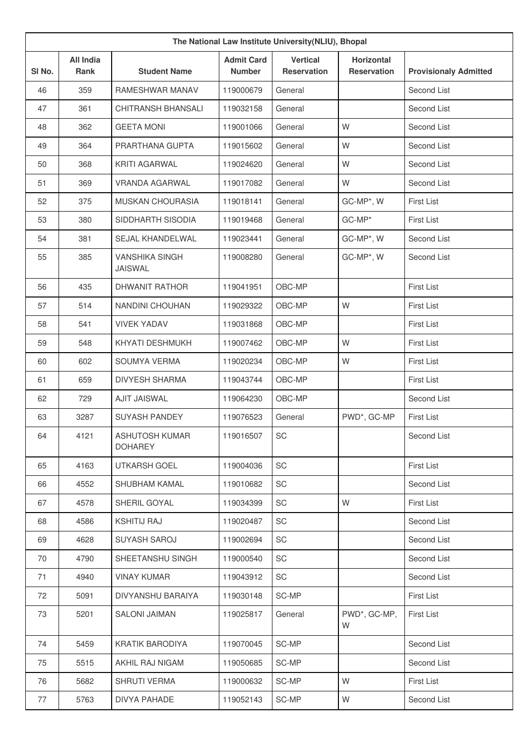| The National Law Institute University(NLIU), Bhopal | | | | | | |
|---|---|---|---|---|---|---|
| Sl No. | All India Rank | Student Name | Admit Card Number | Vertical Reservation | Horizontal Reservation | Provisionaly Admitted |
| 46 | 359 | RAMESHWAR MANAV | 119000679 | General | | Second List |
| 47 | 361 | CHITRANSH BHANSALI | 119032158 | General | | Second List |
| 48 | 362 | GEETA MONI | 119001066 | General | W | Second List |
| 49 | 364 | PRARTHANA GUPTA | 119015602 | General | W | Second List |
| 50 | 368 | KRITI AGARWAL | 119024620 | General | W | Second List |
| 51 | 369 | VRANDA AGARWAL | 119017082 | General | W | Second List |
| 52 | 375 | MUSKAN CHOURASIA | 119018141 | General | GC-MP*, W | First List |
| 53 | 380 | SIDDHARTH SISODIA | 119019468 | General | GC-MP* | First List |
| 54 | 381 | SEJAL KHANDELWAL | 119023441 | General | GC-MP*, W | Second List |
| 55 | 385 | VANSHIKA SINGH JAISWAL | 119008280 | General | GC-MP*, W | Second List |
| 56 | 435 | DHWANIT RATHOR | 119041951 | OBC-MP | | First List |
| 57 | 514 | NANDINI CHOUHAN | 119029322 | OBC-MP | W | First List |
| 58 | 541 | VIVEK YADAV | 119031868 | OBC-MP | | First List |
| 59 | 548 | KHYATI DESHMUKH | 119007462 | OBC-MP | W | First List |
| 60 | 602 | SOUMYA VERMA | 119020234 | OBC-MP | W | First List |
| 61 | 659 | DIVYESH SHARMA | 119043744 | OBC-MP | | First List |
| 62 | 729 | AJIT JAISWAL | 119064230 | OBC-MP | | Second List |
| 63 | 3287 | SUYASH PANDEY | 119076523 | General | PWD*, GC-MP | First List |
| 64 | 4121 | ASHUTOSH KUMAR DOHAREY | 119016507 | SC | | Second List |
| 65 | 4163 | UTKARSH GOEL | 119004036 | SC | | First List |
| 66 | 4552 | SHUBHAM KAMAL | 119010682 | SC | | Second List |
| 67 | 4578 | SHERIL GOYAL | 119034399 | SC | W | First List |
| 68 | 4586 | KSHITIJ RAJ | 119020487 | SC | | Second List |
| 69 | 4628 | SUYASH SAROJ | 119002694 | SC | | Second List |
| 70 | 4790 | SHEETANSHU SINGH | 119000540 | SC | | Second List |
| 71 | 4940 | VINAY KUMAR | 119043912 | SC | | Second List |
| 72 | 5091 | DIVYANSHU BARAIYA | 119030148 | SC-MP | | First List |
| 73 | 5201 | SALONI JAIMAN | 119025817 | General | PWD*, GC-MP, W | First List |
| 74 | 5459 | KRATIK BARODIYA | 119070045 | SC-MP | | Second List |
| 75 | 5515 | AKHIL RAJ NIGAM | 119050685 | SC-MP | | Second List |
| 76 | 5682 | SHRUTI VERMA | 119000632 | SC-MP | W | First List |
| 77 | 5763 | DIVYA PAHADE | 119052143 | SC-MP | W | Second List |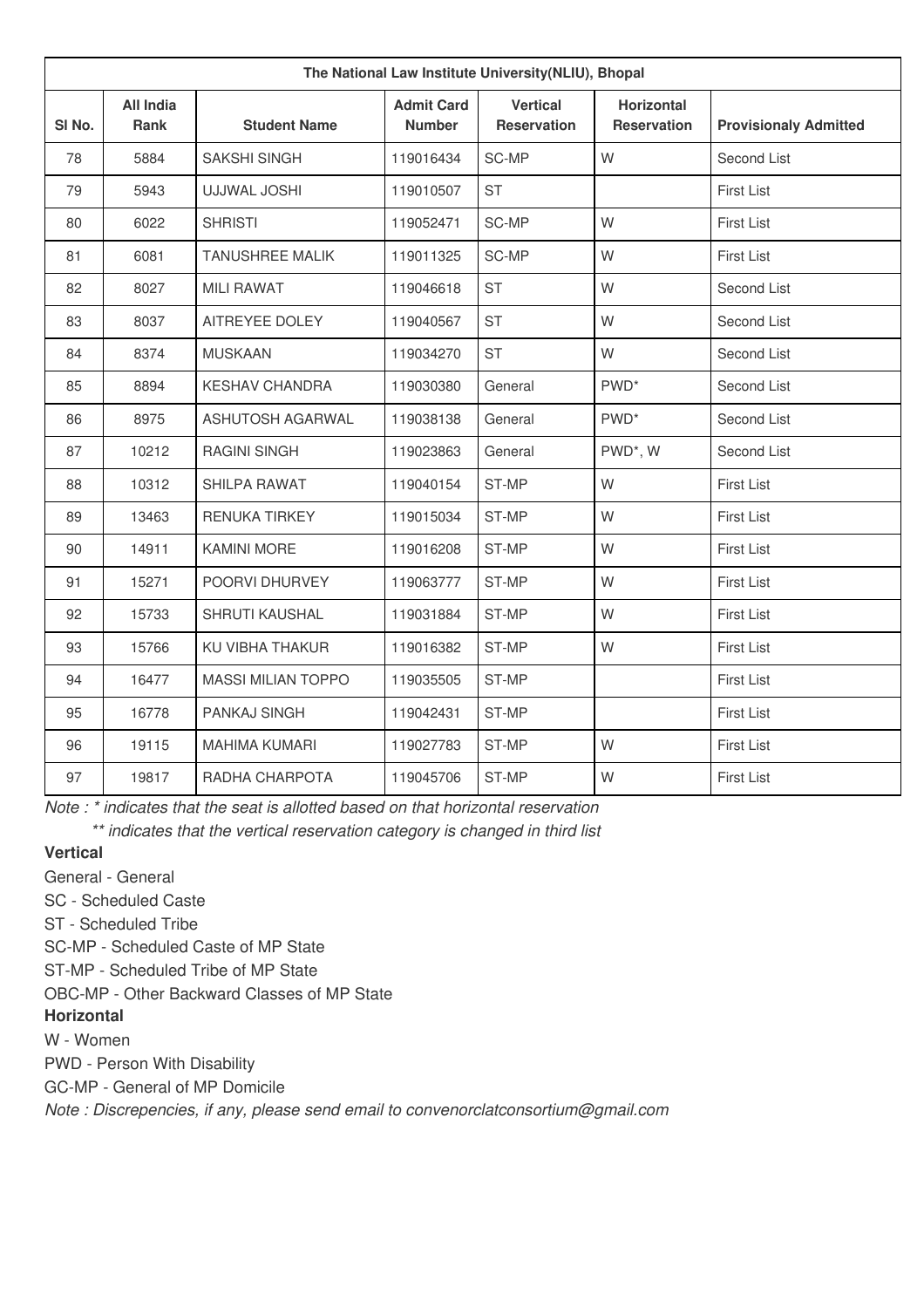| The National Law Institute University(NLIU), Bhopal | | | | | | |
|---|---|---|---|---|---|---|
| Sl No. | All India Rank | Student Name | Admit Card Number | Vertical Reservation | Horizontal Reservation | Provisionaly Admitted |
| 78 | 5884 | SAKSHI SINGH | 119016434 | SC-MP | W | Second List |
| 79 | 5943 | UJJWAL JOSHI | 119010507 | ST | | First List |
| 80 | 6022 | SHRISTI | 119052471 | SC-MP | W | First List |
| 81 | 6081 | TANUSHREE MALIK | 119011325 | SC-MP | W | First List |
| 82 | 8027 | MILI RAWAT | 119046618 | ST | W | Second List |
| 83 | 8037 | AITREYEE DOLEY | 119040567 | ST | W | Second List |
| 84 | 8374 | MUSKAAN | 119034270 | ST | W | Second List |
| 85 | 8894 | KESHAV CHANDRA | 119030380 | General | PWD* | Second List |
| 86 | 8975 | ASHUTOSH AGARWAL | 119038138 | General | PWD* | Second List |
| 87 | 10212 | RAGINI SINGH | 119023863 | General | PWD*, W | Second List |
| 88 | 10312 | SHILPA RAWAT | 119040154 | ST-MP | W | First List |
| 89 | 13463 | RENUKA TIRKEY | 119015034 | ST-MP | W | First List |
| 90 | 14911 | KAMINI MORE | 119016208 | ST-MP | W | First List |
| 91 | 15271 | POORVI DHURVEY | 119063777 | ST-MP | W | First List |
| 92 | 15733 | SHRUTI KAUSHAL | 119031884 | ST-MP | W | First List |
| 93 | 15766 | KU VIBHA THAKUR | 119016382 | ST-MP | W | First List |
| 94 | 16477 | MASSI MILIAN TOPPO | 119035505 | ST-MP | | First List |
| 95 | 16778 | PANKAJ SINGH | 119042431 | ST-MP | | First List |
| 96 | 19115 | MAHIMA KUMARI | 119027783 | ST-MP | W | First List |
| 97 | 19817 | RADHA CHARPOTA | 119045706 | ST-MP | W | First List |

*Note : * indicates that the seat is allotted based on that horizontal reservation*

*** indicates that the vertical reservation category is changed in third list*

**Vertical**

General - General

SC - Scheduled Caste

ST - Scheduled Tribe

SC-MP - Scheduled Caste of MP State

ST-MP - Scheduled Tribe of MP State

OBC-MP - Other Backward Classes of MP State

**Horizontal**

W - Women

PWD - Person With Disability

GC-MP - General of MP Domicile

*Note : Discrepencies, if any, please send email to convenorclatconsortium@gmail.com*